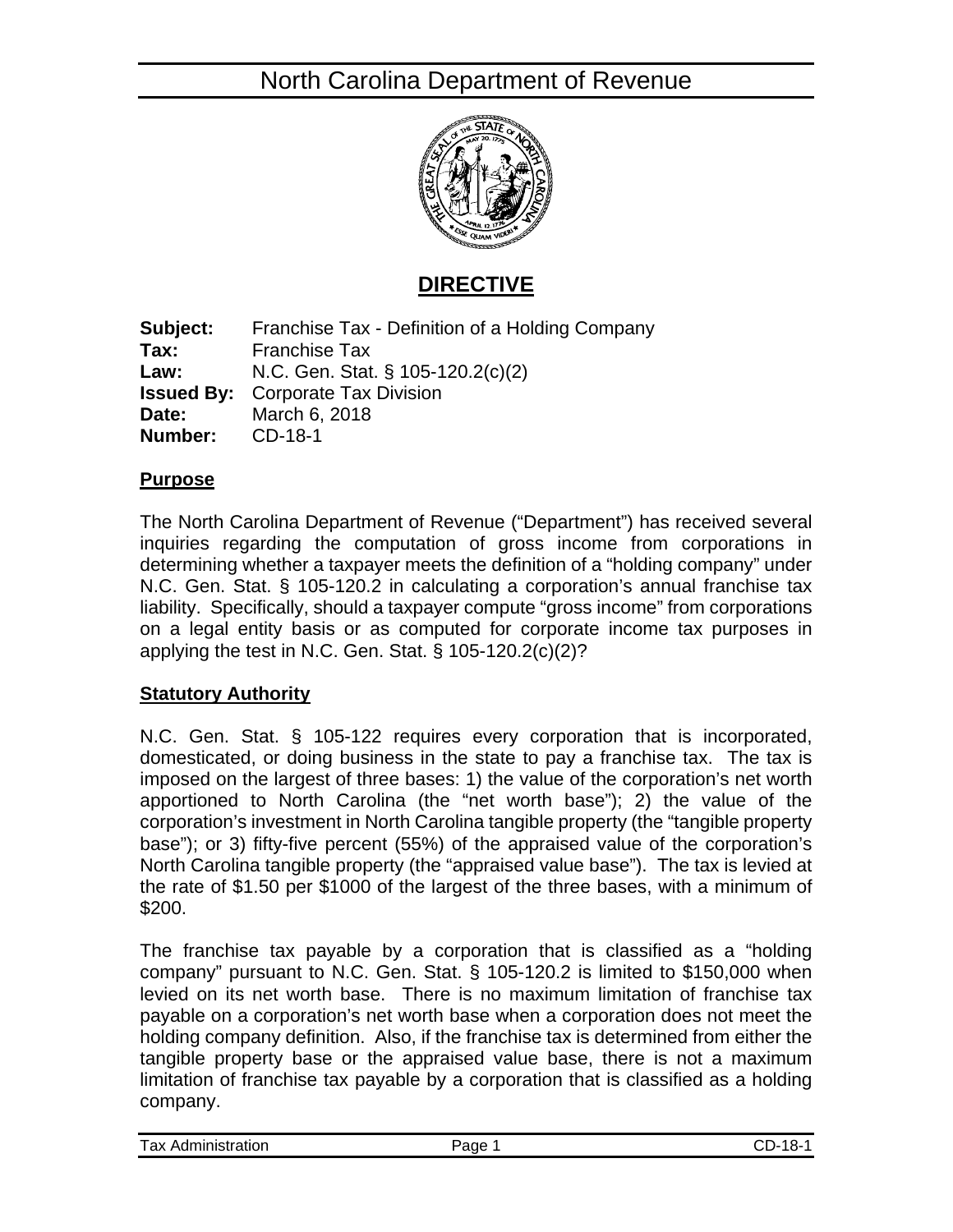# North Carolina Department of Revenue

## DIRECTIVE

**Subject:** Franchise Tax - Definition of a Holding Company
**Tax:** Franchise Tax
**Law:** N.C. Gen. Stat. § 105-120.2(c)(2)
**Issued By:** Corporate Tax Division
**Date:** March 6, 2018
**Number:** CD-18-1

### Purpose

The North Carolina Department of Revenue ("Department") has received several inquiries regarding the computation of gross income from corporations in determining whether a taxpayer meets the definition of a "holding company" under N.C. Gen. Stat. § 105-120.2 in calculating a corporation's annual franchise tax liability. Specifically, should a taxpayer compute "gross income" from corporations on a legal entity basis or as computed for corporate income tax purposes in applying the test in N.C. Gen. Stat. § 105-120.2(c)(2)?

### Statutory Authority

N.C. Gen. Stat. § 105-122 requires every corporation that is incorporated, domesticated, or doing business in the state to pay a franchise tax. The tax is imposed on the largest of three bases: 1) the value of the corporation's net worth apportioned to North Carolina (the "net worth base"); 2) the value of the corporation's investment in North Carolina tangible property (the "tangible property base"); or 3) fifty-five percent (55%) of the appraised value of the corporation's North Carolina tangible property (the "appraised value base"). The tax is levied at the rate of $1.50 per $1000 of the largest of the three bases, with a minimum of $200.

The franchise tax payable by a corporation that is classified as a "holding company" pursuant to N.C. Gen. Stat. § 105-120.2 is limited to $150,000 when levied on its net worth base. There is no maximum limitation of franchise tax payable on a corporation's net worth base when a corporation does not meet the holding company definition. Also, if the franchise tax is determined from either the tangible property base or the appraised value base, there is not a maximum limitation of franchise tax payable by a corporation that is classified as a holding company.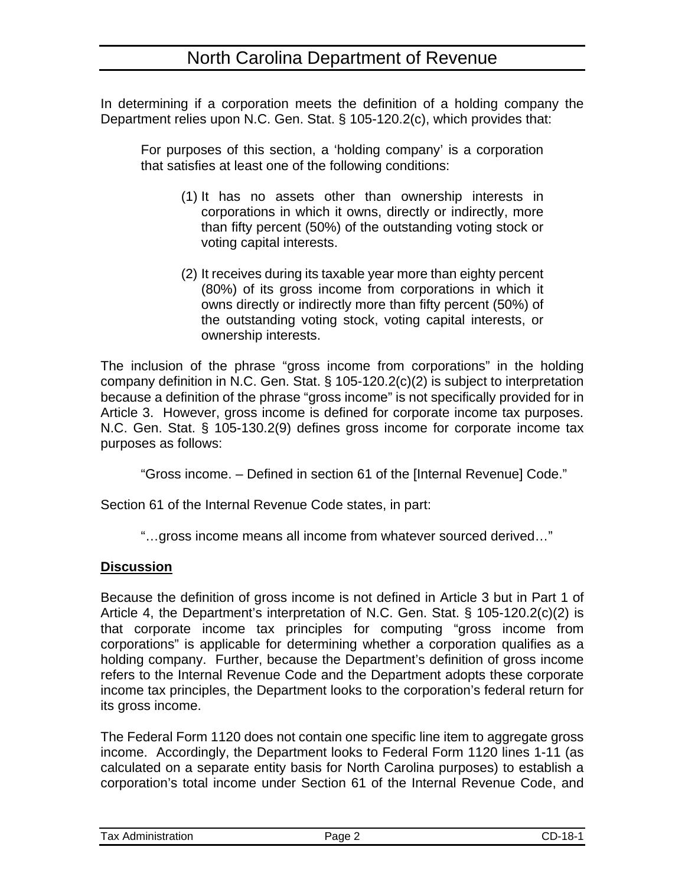In determining if a corporation meets the definition of a holding company the Department relies upon N.C. Gen. Stat. § 105-120.2(c), which provides that:

> For purposes of this section, a 'holding company' is a corporation that satisfies at least one of the following conditions:
>
> (1) It has no assets other than ownership interests in corporations in which it owns, directly or indirectly, more than fifty percent (50%) of the outstanding voting stock or voting capital interests.
>
> (2) It receives during its taxable year more than eighty percent (80%) of its gross income from corporations in which it owns directly or indirectly more than fifty percent (50%) of the outstanding voting stock, voting capital interests, or ownership interests.

The inclusion of the phrase "gross income from corporations" in the holding company definition in N.C. Gen. Stat. § 105-120.2(c)(2) is subject to interpretation because a definition of the phrase "gross income" is not specifically provided for in Article 3. However, gross income is defined for corporate income tax purposes. N.C. Gen. Stat. § 105-130.2(9) defines gross income for corporate income tax purposes as follows:

> "Gross income. – Defined in section 61 of the [Internal Revenue] Code."

Section 61 of the Internal Revenue Code states, in part:

> "…gross income means all income from whatever sourced derived…"

## Discussion

Because the definition of gross income is not defined in Article 3 but in Part 1 of Article 4, the Department's interpretation of N.C. Gen. Stat. § 105-120.2(c)(2) is that corporate income tax principles for computing "gross income from corporations" is applicable for determining whether a corporation qualifies as a holding company. Further, because the Department's definition of gross income refers to the Internal Revenue Code and the Department adopts these corporate income tax principles, the Department looks to the corporation's federal return for its gross income.

The Federal Form 1120 does not contain one specific line item to aggregate gross income. Accordingly, the Department looks to Federal Form 1120 lines 1-11 (as calculated on a separate entity basis for North Carolina purposes) to establish a corporation's total income under Section 61 of the Internal Revenue Code, and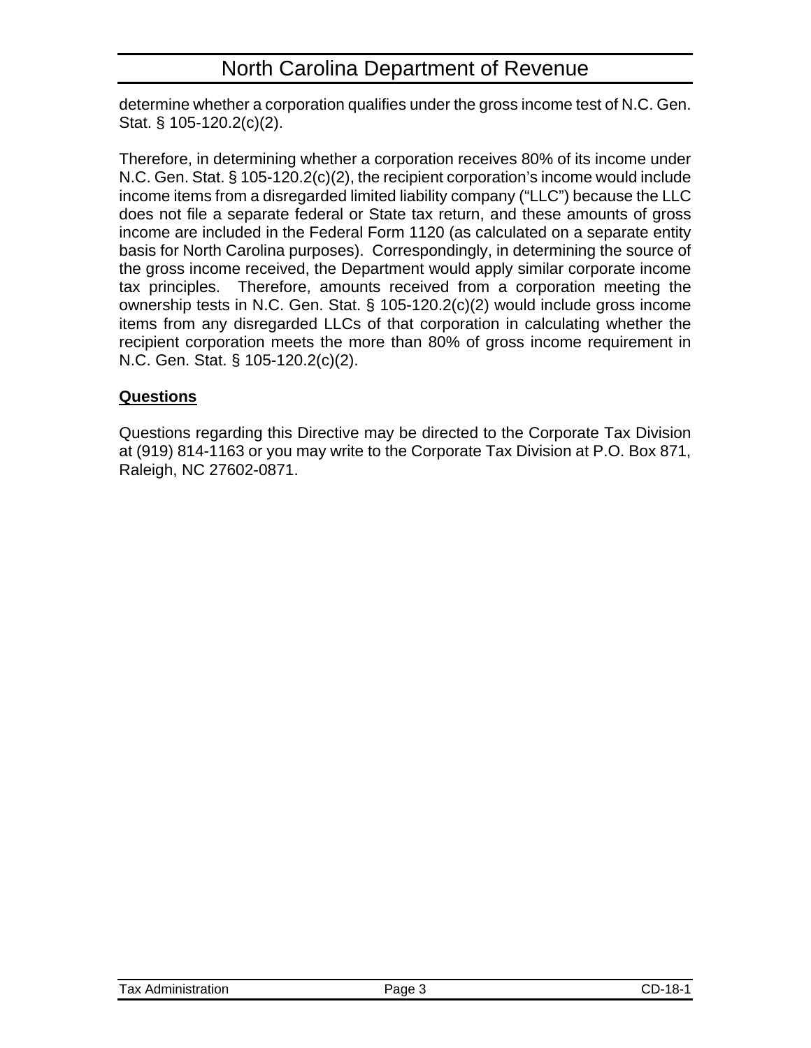determine whether a corporation qualifies under the gross income test of N.C. Gen. Stat. § 105-120.2(c)(2).

Therefore, in determining whether a corporation receives 80% of its income under N.C. Gen. Stat. § 105-120.2(c)(2), the recipient corporation's income would include income items from a disregarded limited liability company ("LLC") because the LLC does not file a separate federal or State tax return, and these amounts of gross income are included in the Federal Form 1120 (as calculated on a separate entity basis for North Carolina purposes). Correspondingly, in determining the source of the gross income received, the Department would apply similar corporate income tax principles. Therefore, amounts received from a corporation meeting the ownership tests in N.C. Gen. Stat. § 105-120.2(c)(2) would include gross income items from any disregarded LLCs of that corporation in calculating whether the recipient corporation meets the more than 80% of gross income requirement in N.C. Gen. Stat. § 105-120.2(c)(2).

## Questions

Questions regarding this Directive may be directed to the Corporate Tax Division at (919) 814-1163 or you may write to the Corporate Tax Division at P.O. Box 871, Raleigh, NC 27602-0871.